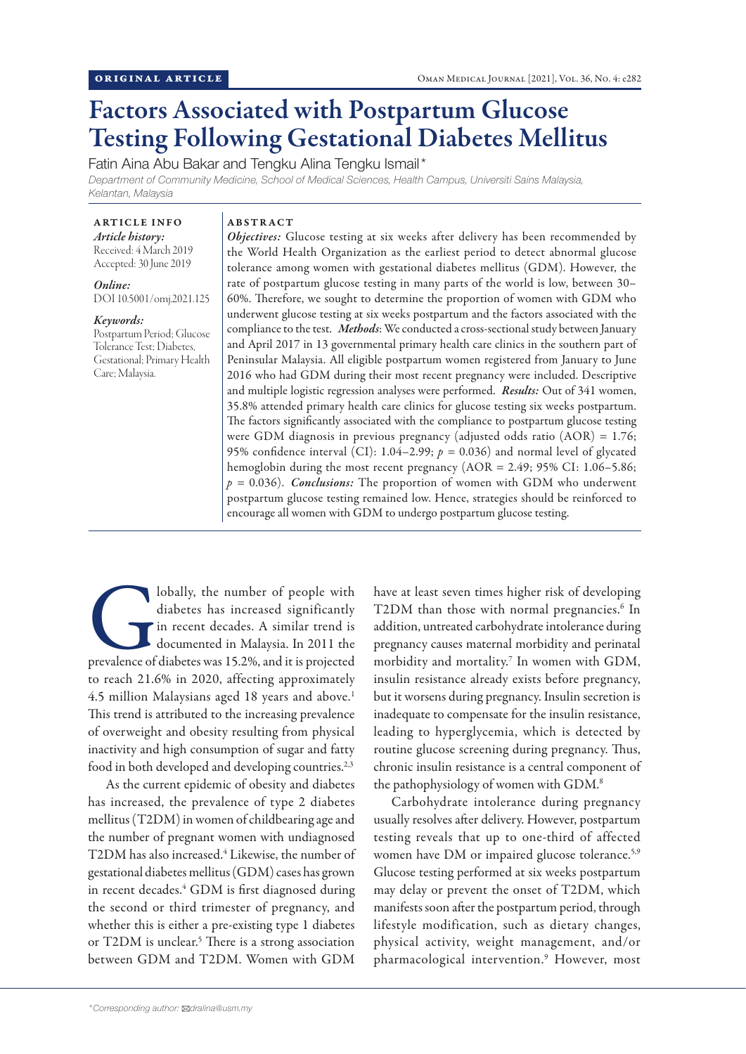ORIGINAL ARTICLE

# Factors Associated with Postpartum Glucose Testing Following Gestational Diabetes Mellitus

Fatin Aina Abu Bakar and Tengku Alina Tengku Ismail*

*Department of Community Medicine, School of Medical Sciences, Health Campus, Universiti Sains Malaysia, Kelantan, Malaysia*

**ARTICLE INFO**

*Article history:*
Received: 4 March 2019
Accepted: 30 June 2019

*Online:*
DOI 10.5001/omj.2021.125

*Keywords:*
Postpartum Period; Glucose Tolerance Test; Diabetes, Gestational; Primary Health Care; Malaysia.

**ABSTRACT**

***Objectives:*** Glucose testing at six weeks after delivery has been recommended by the World Health Organization as the earliest period to detect abnormal glucose tolerance among women with gestational diabetes mellitus (GDM). However, the rate of postpartum glucose testing in many parts of the world is low, between 30–60%. Therefore, we sought to determine the proportion of women with GDM who underwent glucose testing at six weeks postpartum and the factors associated with the compliance to the test. ***Methods***: We conducted a cross-sectional study between January and April 2017 in 13 governmental primary health care clinics in the southern part of Peninsular Malaysia. All eligible postpartum women registered from January to June 2016 who had GDM during their most recent pregnancy were included. Descriptive and multiple logistic regression analyses were performed. ***Results:*** Out of 341 women, 35.8% attended primary health care clinics for glucose testing six weeks postpartum. The factors significantly associated with the compliance to postpartum glucose testing were GDM diagnosis in previous pregnancy (adjusted odds ratio (AOR) = 1.76; 95% confidence interval (CI): 1.04–2.99; $p$ = 0.036) and normal level of glycated hemoglobin during the most recent pregnancy (AOR = 2.49; 95% CI: 1.06–5.86; $p$ = 0.036). ***Conclusions:*** The proportion of women with GDM who underwent postpartum glucose testing remained low. Hence, strategies should be reinforced to encourage all women with GDM to undergo postpartum glucose testing.

Globally, the number of people with diabetes has increased significantly in recent decades. A similar trend is documented in Malaysia. In 2011 the prevalence of diabetes was 15.2%, and it is projected to reach 21.6% in 2020, affecting approximately 4.5 million Malaysians aged 18 years and above.[1] This trend is attributed to the increasing prevalence of overweight and obesity resulting from physical inactivity and high consumption of sugar and fatty food in both developed and developing countries.[2,3]

As the current epidemic of obesity and diabetes has increased, the prevalence of type 2 diabetes mellitus (T2DM) in women of childbearing age and the number of pregnant women with undiagnosed T2DM has also increased.[4] Likewise, the number of gestational diabetes mellitus (GDM) cases has grown in recent decades.[4] GDM is first diagnosed during the second or third trimester of pregnancy, and whether this is either a pre-existing type 1 diabetes or T2DM is unclear.[5] There is a strong association between GDM and T2DM. Women with GDM have at least seven times higher risk of developing T2DM than those with normal pregnancies.[6] In addition, untreated carbohydrate intolerance during pregnancy causes maternal morbidity and perinatal morbidity and mortality.[7] In women with GDM, insulin resistance already exists before pregnancy, but it worsens during pregnancy. Insulin secretion is inadequate to compensate for the insulin resistance, leading to hyperglycemia, which is detected by routine glucose screening during pregnancy. Thus, chronic insulin resistance is a central component of the pathophysiology of women with GDM.[8]

Carbohydrate intolerance during pregnancy usually resolves after delivery. However, postpartum testing reveals that up to one-third of affected women have DM or impaired glucose tolerance.[5,9] Glucose testing performed at six weeks postpartum may delay or prevent the onset of T2DM, which manifests soon after the postpartum period, through lifestyle modification, such as dietary changes, physical activity, weight management, and/or pharmacological intervention.[9] However, most

*Corresponding author: dralina@usm.my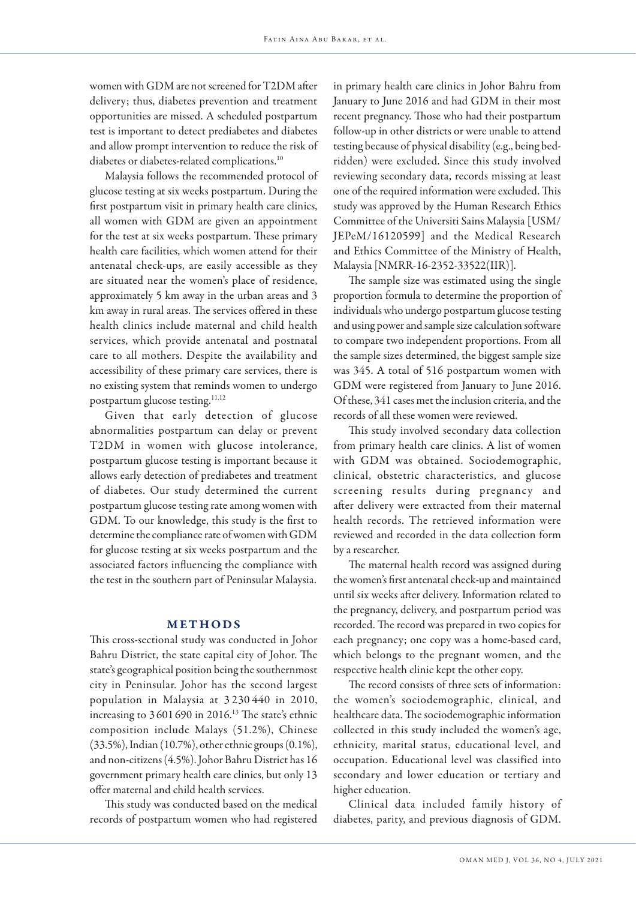women with GDM are not screened for T2DM after delivery; thus, diabetes prevention and treatment opportunities are missed. A scheduled postpartum test is important to detect prediabetes and diabetes and allow prompt intervention to reduce the risk of diabetes or diabetes-related complications.[10]

Malaysia follows the recommended protocol of glucose testing at six weeks postpartum. During the first postpartum visit in primary health care clinics, all women with GDM are given an appointment for the test at six weeks postpartum. These primary health care facilities, which women attend for their antenatal check-ups, are easily accessible as they are situated near the women's place of residence, approximately 5 km away in the urban areas and 3 km away in rural areas. The services offered in these health clinics include maternal and child health services, which provide antenatal and postnatal care to all mothers. Despite the availability and accessibility of these primary care services, there is no existing system that reminds women to undergo postpartum glucose testing.[11,12]

Given that early detection of glucose abnormalities postpartum can delay or prevent T2DM in women with glucose intolerance, postpartum glucose testing is important because it allows early detection of prediabetes and treatment of diabetes. Our study determined the current postpartum glucose testing rate among women with GDM. To our knowledge, this study is the first to determine the compliance rate of women with GDM for glucose testing at six weeks postpartum and the associated factors influencing the compliance with the test in the southern part of Peninsular Malaysia.

## METHODS

This cross-sectional study was conducted in Johor Bahru District, the state capital city of Johor. The state's geographical position being the southernmost city in Peninsular. Johor has the second largest population in Malaysia at 3 230 440 in 2010, increasing to 3 601 690 in 2016.[13] The state's ethnic composition include Malays (51.2%), Chinese (33.5%), Indian (10.7%), other ethnic groups (0.1%), and non-citizens (4.5%). Johor Bahru District has 16 government primary health care clinics, but only 13 offer maternal and child health services.

This study was conducted based on the medical records of postpartum women who had registered in primary health care clinics in Johor Bahru from January to June 2016 and had GDM in their most recent pregnancy. Those who had their postpartum follow-up in other districts or were unable to attend testing because of physical disability (e.g., being bed-ridden) were excluded. Since this study involved reviewing secondary data, records missing at least one of the required information were excluded. This study was approved by the Human Research Ethics Committee of the Universiti Sains Malaysia [USM/JEPeM/16120599] and the Medical Research and Ethics Committee of the Ministry of Health, Malaysia [NMRR-16-2352-33522(IIR)].

The sample size was estimated using the single proportion formula to determine the proportion of individuals who undergo postpartum glucose testing and using power and sample size calculation software to compare two independent proportions. From all the sample sizes determined, the biggest sample size was 345. A total of 516 postpartum women with GDM were registered from January to June 2016. Of these, 341 cases met the inclusion criteria, and the records of all these women were reviewed.

This study involved secondary data collection from primary health care clinics. A list of women with GDM was obtained. Sociodemographic, clinical, obstetric characteristics, and glucose screening results during pregnancy and after delivery were extracted from their maternal health records. The retrieved information were reviewed and recorded in the data collection form by a researcher.

The maternal health record was assigned during the women's first antenatal check-up and maintained until six weeks after delivery. Information related to the pregnancy, delivery, and postpartum period was recorded. The record was prepared in two copies for each pregnancy; one copy was a home-based card, which belongs to the pregnant women, and the respective health clinic kept the other copy.

The record consists of three sets of information: the women's sociodemographic, clinical, and healthcare data. The sociodemographic information collected in this study included the women's age, ethnicity, marital status, educational level, and occupation. Educational level was classified into secondary and lower education or tertiary and higher education.

Clinical data included family history of diabetes, parity, and previous diagnosis of GDM.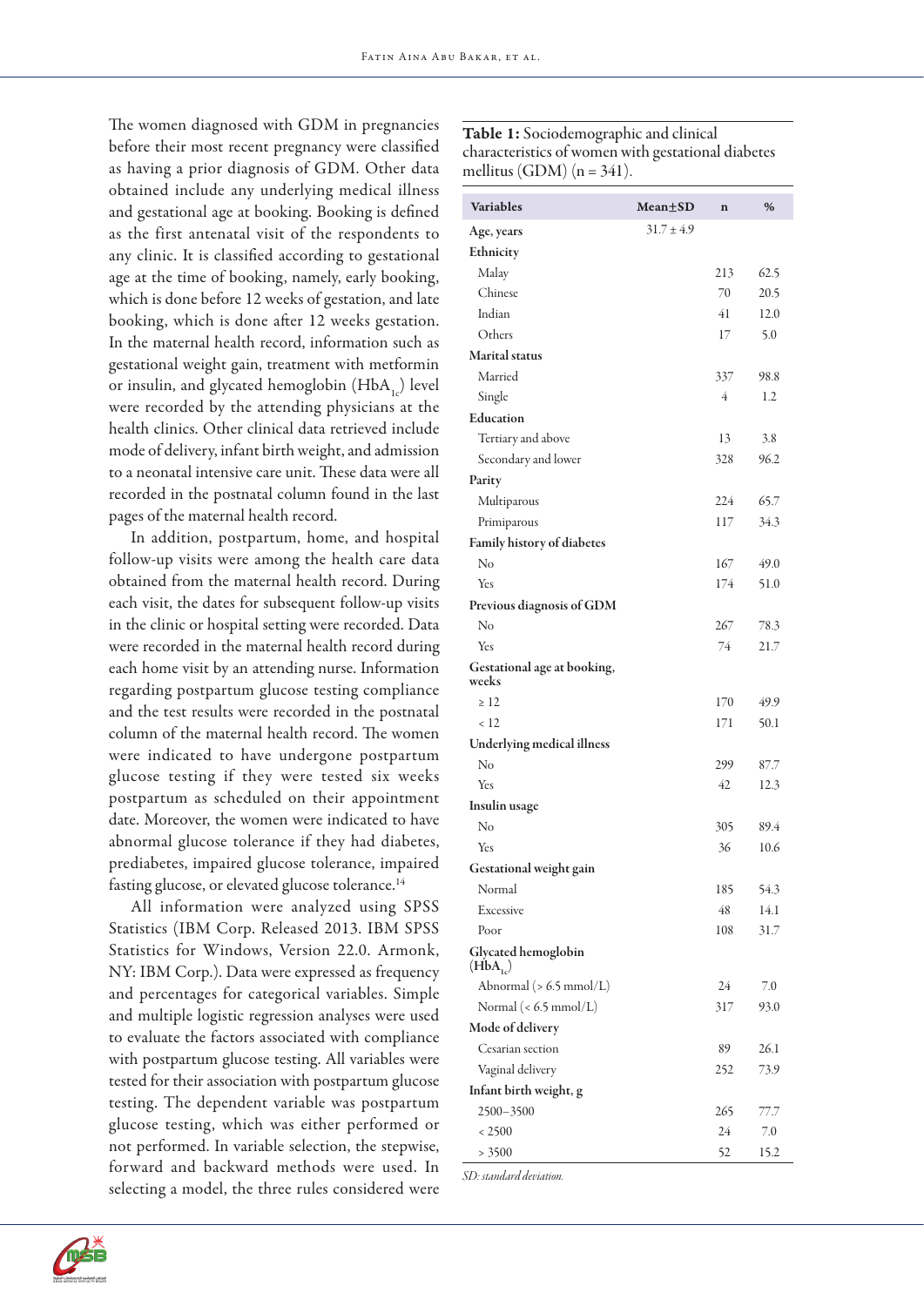The women diagnosed with GDM in pregnancies before their most recent pregnancy were classified as having a prior diagnosis of GDM. Other data obtained include any underlying medical illness and gestational age at booking. Booking is defined as the first antenatal visit of the respondents to any clinic. It is classified according to gestational age at the time of booking, namely, early booking, which is done before 12 weeks of gestation, and late booking, which is done after 12 weeks gestation. In the maternal health record, information such as gestational weight gain, treatment with metformin or insulin, and glycated hemoglobin ($HbA_{1c}$) level were recorded by the attending physicians at the health clinics. Other clinical data retrieved include mode of delivery, infant birth weight, and admission to a neonatal intensive care unit. These data were all recorded in the postnatal column found in the last pages of the maternal health record.

In addition, postpartum, home, and hospital follow-up visits were among the health care data obtained from the maternal health record. During each visit, the dates for subsequent follow-up visits in the clinic or hospital setting were recorded. Data were recorded in the maternal health record during each home visit by an attending nurse. Information regarding postpartum glucose testing compliance and the test results were recorded in the postnatal column of the maternal health record. The women were indicated to have undergone postpartum glucose testing if they were tested six weeks postpartum as scheduled on their appointment date. Moreover, the women were indicated to have abnormal glucose tolerance if they had diabetes, prediabetes, impaired glucose tolerance, impaired fasting glucose, or elevated glucose tolerance.[14]

All information were analyzed using SPSS Statistics (IBM Corp. Released 2013. IBM SPSS Statistics for Windows, Version 22.0. Armonk, NY: IBM Corp.). Data were expressed as frequency and percentages for categorical variables. Simple and multiple logistic regression analyses were used to evaluate the factors associated with compliance with postpartum glucose testing. All variables were tested for their association with postpartum glucose testing. The dependent variable was postpartum glucose testing, which was either performed or not performed. In variable selection, the stepwise, forward and backward methods were used. In selecting a model, the three rules considered were

**Table 1:** Sociodemographic and clinical characteristics of women with gestational diabetes mellitus (GDM) (n = 341).

| Variables | Mean±SD | n | % |
|---|---|---|---|
| **Age, years** | 31.7 ± 4.9 | | |
| **Ethnicity** | | | |
| Malay | | 213 | 62.5 |
| Chinese | | 70 | 20.5 |
| Indian | | 41 | 12.0 |
| Others | | 17 | 5.0 |
| **Marital status** | | | |
| Married | | 337 | 98.8 |
| Single | | 4 | 1.2 |
| **Education** | | | |
| Tertiary and above | | 13 | 3.8 |
| Secondary and lower | | 328 | 96.2 |
| **Parity** | | | |
| Multiparous | | 224 | 65.7 |
| Primiparous | | 117 | 34.3 |
| **Family history of diabetes** | | | |
| No | | 167 | 49.0 |
| Yes | | 174 | 51.0 |
| **Previous diagnosis of GDM** | | | |
| No | | 267 | 78.3 |
| Yes | | 74 | 21.7 |
| **Gestational age at booking, weeks** | | | |
| ≥ 12 | | 170 | 49.9 |
| < 12 | | 171 | 50.1 |
| **Underlying medical illness** | | | |
| No | | 299 | 87.7 |
| Yes | | 42 | 12.3 |
| **Insulin usage** | | | |
| No | | 305 | 89.4 |
| Yes | | 36 | 10.6 |
| **Gestational weight gain** | | | |
| Normal | | 185 | 54.3 |
| Excessive | | 48 | 14.1 |
| Poor | | 108 | 31.7 |
| **Glycated hemoglobin ($HbA_{1c}$)** | | | |
| Abnormal (> 6.5 mmol/L) | | 24 | 7.0 |
| Normal (< 6.5 mmol/L) | | 317 | 93.0 |
| **Mode of delivery** | | | |
| Cesarian section | | 89 | 26.1 |
| Vaginal delivery | | 252 | 73.9 |
| **Infant birth weight, g** | | | |
| 2500–3500 | | 265 | 77.7 |
| < 2500 | | 24 | 7.0 |
| > 3500 | | 52 | 15.2 |

*SD: standard deviation.*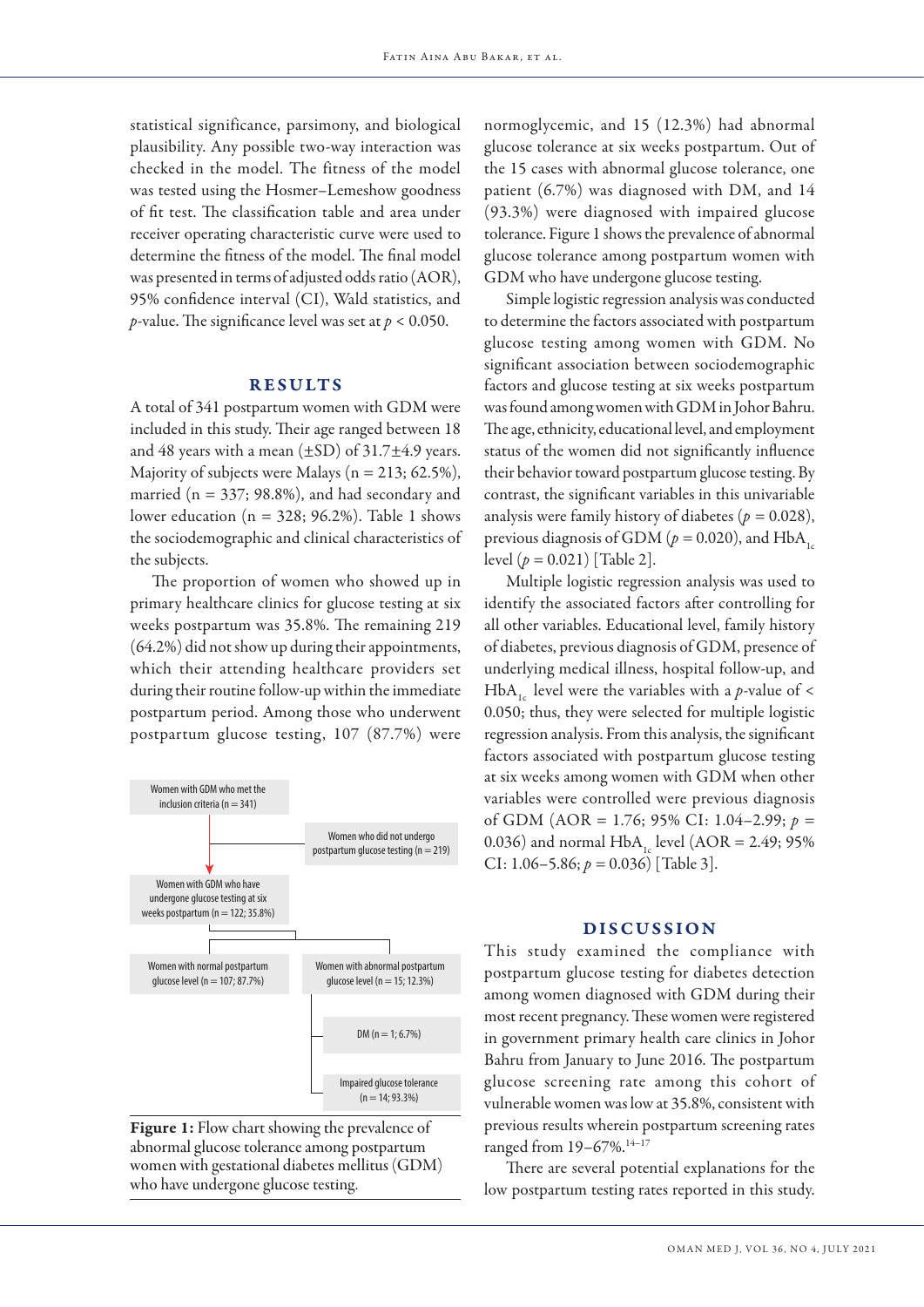statistical significance, parsimony, and biological plausibility. Any possible two-way interaction was checked in the model. The fitness of the model was tested using the Hosmer–Lemeshow goodness of fit test. The classification table and area under receiver operating characteristic curve were used to determine the fitness of the model. The final model was presented in terms of adjusted odds ratio (AOR), 95% confidence interval (CI), Wald statistics, and $p$-value. The significance level was set at $p < 0.050$.

## RESULTS

A total of 341 postpartum women with GDM were included in this study. Their age ranged between 18 and 48 years with a mean (±SD) of 31.7±4.9 years. Majority of subjects were Malays (n = 213; 62.5%), married (n = 337; 98.8%), and had secondary and lower education (n = 328; 96.2%). Table 1 shows the sociodemographic and clinical characteristics of the subjects.

The proportion of women who showed up in primary healthcare clinics for glucose testing at six weeks postpartum was 35.8%. The remaining 219 (64.2%) did not show up during their appointments, which their attending healthcare providers set during their routine follow-up within the immediate postpartum period. Among those who underwent postpartum glucose testing, 107 (87.7%) were normoglycemic, and 15 (12.3%) had abnormal glucose tolerance at six weeks postpartum. Out of the 15 cases with abnormal glucose tolerance, one patient (6.7%) was diagnosed with DM, and 14 (93.3%) were diagnosed with impaired glucose tolerance. Figure 1 shows the prevalence of abnormal glucose tolerance among postpartum women with GDM who have undergone glucose testing.

Women with GDM who met the inclusion criteria (n = 341)

Women who did not undergo postpartum glucose testing (n = 219)

Women with GDM who have undergone glucose testing at six weeks postpartum (n = 122; 35.8%)

Women with normal postpartum glucose level (n = 107; 87.7%)

Women with abnormal postpartum glucose level (n = 15; 12.3%)

DM (n = 1; 6.7%)

Impaired glucose tolerance (n = 14; 93.3%)

**Figure 1:** Flow chart showing the prevalence of abnormal glucose tolerance among postpartum women with gestational diabetes mellitus (GDM) who have undergone glucose testing.

Simple logistic regression analysis was conducted to determine the factors associated with postpartum glucose testing among women with GDM. No significant association between sociodemographic factors and glucose testing at six weeks postpartum was found among women with GDM in Johor Bahru. The age, ethnicity, educational level, and employment status of the women did not significantly influence their behavior toward postpartum glucose testing. By contrast, the significant variables in this univariable analysis were family history of diabetes ($p = 0.028$), previous diagnosis of GDM ($p = 0.020$), and $HbA_{1c}$ level ($p = 0.021$) [Table 2].

Multiple logistic regression analysis was used to identify the associated factors after controlling for all other variables. Educational level, family history of diabetes, previous diagnosis of GDM, presence of underlying medical illness, hospital follow-up, and $HbA_{1c}$ level were the variables with a $p$-value of $< 0.050$; thus, they were selected for multiple logistic regression analysis. From this analysis, the significant factors associated with postpartum glucose testing at six weeks among women with GDM when other variables were controlled were previous diagnosis of GDM (AOR = 1.76; 95% CI: 1.04–2.99; $p = 0.036$) and normal $HbA_{1c}$ level (AOR = 2.49; 95% CI: 1.06–5.86; $p = 0.036$) [Table 3].

## DISCUSSION

This study examined the compliance with postpartum glucose testing for diabetes detection among women diagnosed with GDM during their most recent pregnancy. These women were registered in government primary health care clinics in Johor Bahru from January to June 2016. The postpartum glucose screening rate among this cohort of vulnerable women was low at 35.8%, consistent with previous results wherein postpartum screening rates ranged from 19–67%.[14–17]

There are several potential explanations for the low postpartum testing rates reported in this study.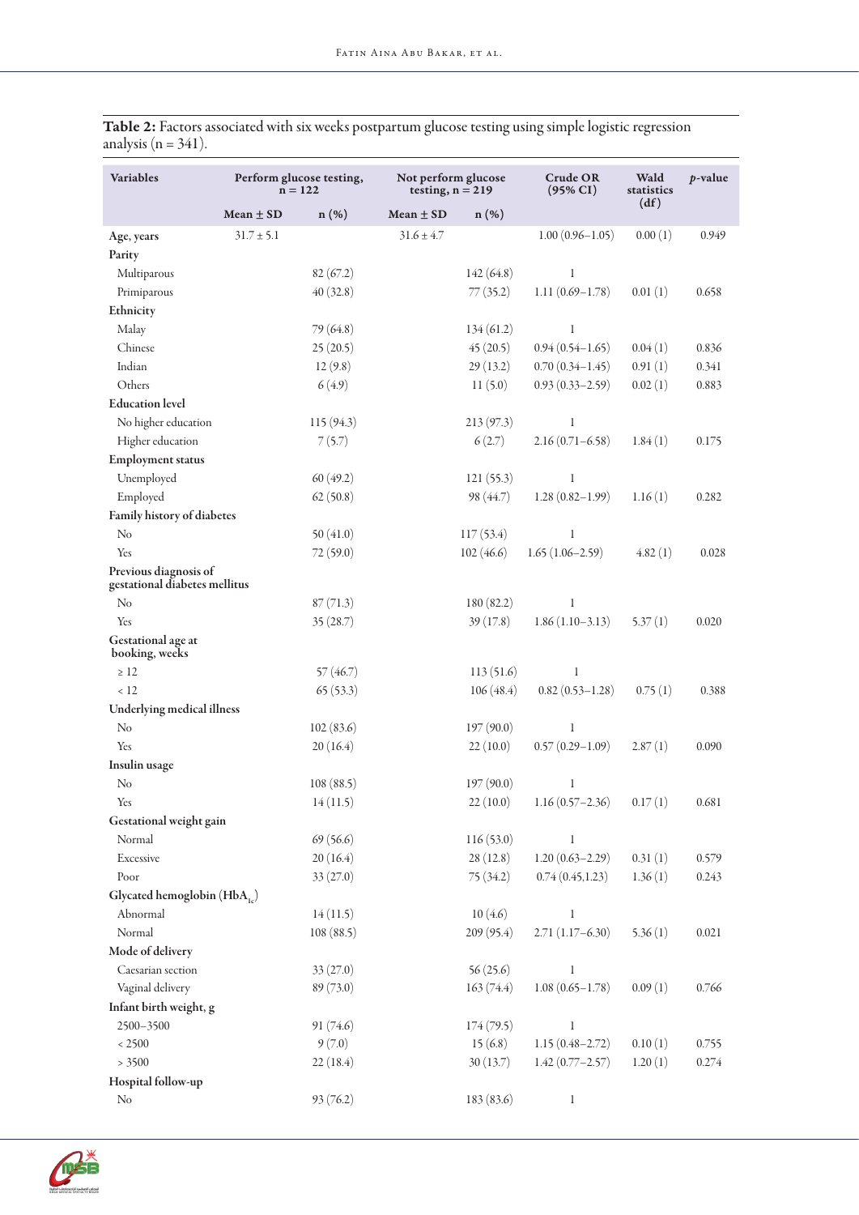**Table 2:** Factors associated with six weeks postpartum glucose testing using simple logistic regression analysis (n = 341).

| Variables | Perform glucose testing, n = 122 | | Not perform glucose testing, n = 219 | | Crude OR (95% CI) | Wald statistics (df) | *p*-value |
|---|---|---|---|---|---|---|---|
| | Mean ± SD | n (%) | Mean ± SD | n (%) | | | |
| **Age, years** | 31.7 ± 5.1 | | 31.6 ± 4.7 | | 1.00 (0.96–1.05) | 0.00 (1) | 0.949 |
| **Parity** | | | | | | | |
| Multiparous | | 82 (67.2) | | 142 (64.8) | 1 | | |
| Primiparous | | 40 (32.8) | | 77 (35.2) | 1.11 (0.69–1.78) | 0.01 (1) | 0.658 |
| **Ethnicity** | | | | | | | |
| Malay | | 79 (64.8) | | 134 (61.2) | 1 | | |
| Chinese | | 25 (20.5) | | 45 (20.5) | 0.94 (0.54–1.65) | 0.04 (1) | 0.836 |
| Indian | | 12 (9.8) | | 29 (13.2) | 0.70 (0.34–1.45) | 0.91 (1) | 0.341 |
| Others | | 6 (4.9) | | 11 (5.0) | 0.93 (0.33–2.59) | 0.02 (1) | 0.883 |
| **Education level** | | | | | | | |
| No higher education | | 115 (94.3) | | 213 (97.3) | 1 | | |
| Higher education | | 7 (5.7) | | 6 (2.7) | 2.16 (0.71–6.58) | 1.84 (1) | 0.175 |
| **Employment status** | | | | | | | |
| Unemployed | | 60 (49.2) | | 121 (55.3) | 1 | | |
| Employed | | 62 (50.8) | | 98 (44.7) | 1.28 (0.82–1.99) | 1.16 (1) | 0.282 |
| **Family history of diabetes** | | | | | | | |
| No | | 50 (41.0) | | 117 (53.4) | 1 | | |
| Yes | | 72 (59.0) | | 102 (46.6) | 1.65 (1.06–2.59) | 4.82 (1) | 0.028 |
| **Previous diagnosis of gestational diabetes mellitus** | | | | | | | |
| No | | 87 (71.3) | | 180 (82.2) | 1 | | |
| Yes | | 35 (28.7) | | 39 (17.8) | 1.86 (1.10–3.13) | 5.37 (1) | 0.020 |
| **Gestational age at booking, weeks** | | | | | | | |
| ≥ 12 | | 57 (46.7) | | 113 (51.6) | 1 | | |
| < 12 | | 65 (53.3) | | 106 (48.4) | 0.82 (0.53–1.28) | 0.75 (1) | 0.388 |
| **Underlying medical illness** | | | | | | | |
| No | | 102 (83.6) | | 197 (90.0) | 1 | | |
| Yes | | 20 (16.4) | | 22 (10.0) | 0.57 (0.29–1.09) | 2.87 (1) | 0.090 |
| **Insulin usage** | | | | | | | |
| No | | 108 (88.5) | | 197 (90.0) | 1 | | |
| Yes | | 14 (11.5) | | 22 (10.0) | 1.16 (0.57–2.36) | 0.17 (1) | 0.681 |
| **Gestational weight gain** | | | | | | | |
| Normal | | 69 (56.6) | | 116 (53.0) | 1 | | |
| Excessive | | 20 (16.4) | | 28 (12.8) | 1.20 (0.63–2.29) | 0.31 (1) | 0.579 |
| Poor | | 33 (27.0) | | 75 (34.2) | 0.74 (0.45,1.23) | 1.36 (1) | 0.243 |
| **Glycated hemoglobin ($HbA_{1c}$)** | | | | | | | |
| Abnormal | | 14 (11.5) | | 10 (4.6) | 1 | | |
| Normal | | 108 (88.5) | | 209 (95.4) | 2.71 (1.17–6.30) | 5.36 (1) | 0.021 |
| **Mode of delivery** | | | | | | | |
| Caesarian section | | 33 (27.0) | | 56 (25.6) | 1 | | |
| Vaginal delivery | | 89 (73.0) | | 163 (74.4) | 1.08 (0.65–1.78) | 0.09 (1) | 0.766 |
| **Infant birth weight, g** | | | | | | | |
| 2500–3500 | | 91 (74.6) | | 174 (79.5) | 1 | | |
| < 2500 | | 9 (7.0) | | 15 (6.8) | 1.15 (0.48–2.72) | 0.10 (1) | 0.755 |
| > 3500 | | 22 (18.4) | | 30 (13.7) | 1.42 (0.77–2.57) | 1.20 (1) | 0.274 |
| **Hospital follow-up** | | | | | | | |
| No | | 93 (76.2) | | 183 (83.6) | 1 | | |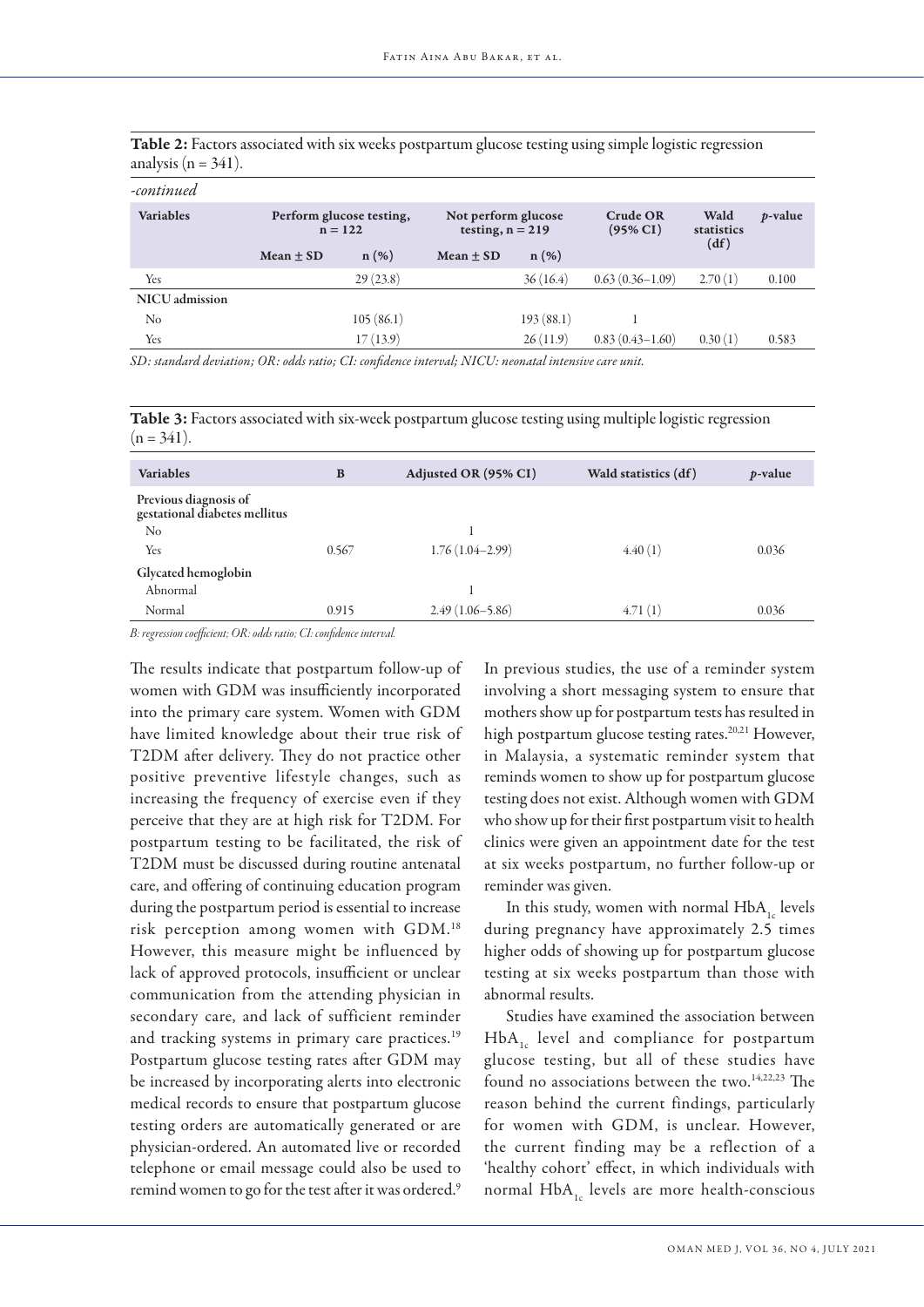**Table 2:** Factors associated with six weeks postpartum glucose testing using simple logistic regression analysis (n = 341).

*-continued*

| Variables | Perform glucose testing, n = 122 | | Not perform glucose testing, n = 219 | | Crude OR (95% CI) | Wald statistics (df) | *p*-value |
|---|---|---|---|---|---|---|---|
| | Mean ± SD | n (%) | Mean ± SD | n (%) | | | |
| Yes | | 29 (23.8) | | 36 (16.4) | 0.63 (0.36–1.09) | 2.70 (1) | 0.100 |
| **NICU admission** | | | | | | | |
| No | | 105 (86.1) | | 193 (88.1) | 1 | | |
| Yes | | 17 (13.9) | | 26 (11.9) | 0.83 (0.43–1.60) | 0.30 (1) | 0.583 |

*SD: standard deviation; OR: odds ratio; CI: confidence interval; NICU: neonatal intensive care unit.*

**Table 3:** Factors associated with six-week postpartum glucose testing using multiple logistic regression (n = 341).

| Variables | B | Adjusted OR (95% CI) | Wald statistics (df) | *p*-value |
|---|---|---|---|---|
| **Previous diagnosis of gestational diabetes mellitus** | | | | |
| No | | 1 | | |
| Yes | 0.567 | 1.76 (1.04–2.99) | 4.40 (1) | 0.036 |
| **Glycated hemoglobin** | | | | |
| Abnormal | | 1 | | |
| Normal | 0.915 | 2.49 (1.06–5.86) | 4.71 (1) | 0.036 |

*B: regression coefficient; OR: odds ratio; CI: confidence interval.*

The results indicate that postpartum follow-up of women with GDM was insufficiently incorporated into the primary care system. Women with GDM have limited knowledge about their true risk of T2DM after delivery. They do not practice other positive preventive lifestyle changes, such as increasing the frequency of exercise even if they perceive that they are at high risk for T2DM. For postpartum testing to be facilitated, the risk of T2DM must be discussed during routine antenatal care, and offering of continuing education program during the postpartum period is essential to increase risk perception among women with GDM.[18] However, this measure might be influenced by lack of approved protocols, insufficient or unclear communication from the attending physician in secondary care, and lack of sufficient reminder and tracking systems in primary care practices.[19] Postpartum glucose testing rates after GDM may be increased by incorporating alerts into electronic medical records to ensure that postpartum glucose testing orders are automatically generated or are physician-ordered. An automated live or recorded telephone or email message could also be used to remind women to go for the test after it was ordered.[9]

In previous studies, the use of a reminder system involving a short messaging system to ensure that mothers show up for postpartum tests has resulted in high postpartum glucose testing rates.[20,21] However, in Malaysia, a systematic reminder system that reminds women to show up for postpartum glucose testing does not exist. Although women with GDM who show up for their first postpartum visit to health clinics were given an appointment date for the test at six weeks postpartum, no further follow-up or reminder was given.

In this study, women with normal $HbA_{1c}$ levels during pregnancy have approximately 2.5 times higher odds of showing up for postpartum glucose testing at six weeks postpartum than those with abnormal results.

Studies have examined the association between $HbA_{1c}$ level and compliance for postpartum glucose testing, but all of these studies have found no associations between the two.[14,22,23] The reason behind the current findings, particularly for women with GDM, is unclear. However, the current finding may be a reflection of a 'healthy cohort' effect, in which individuals with normal $HbA_{1c}$ levels are more health-conscious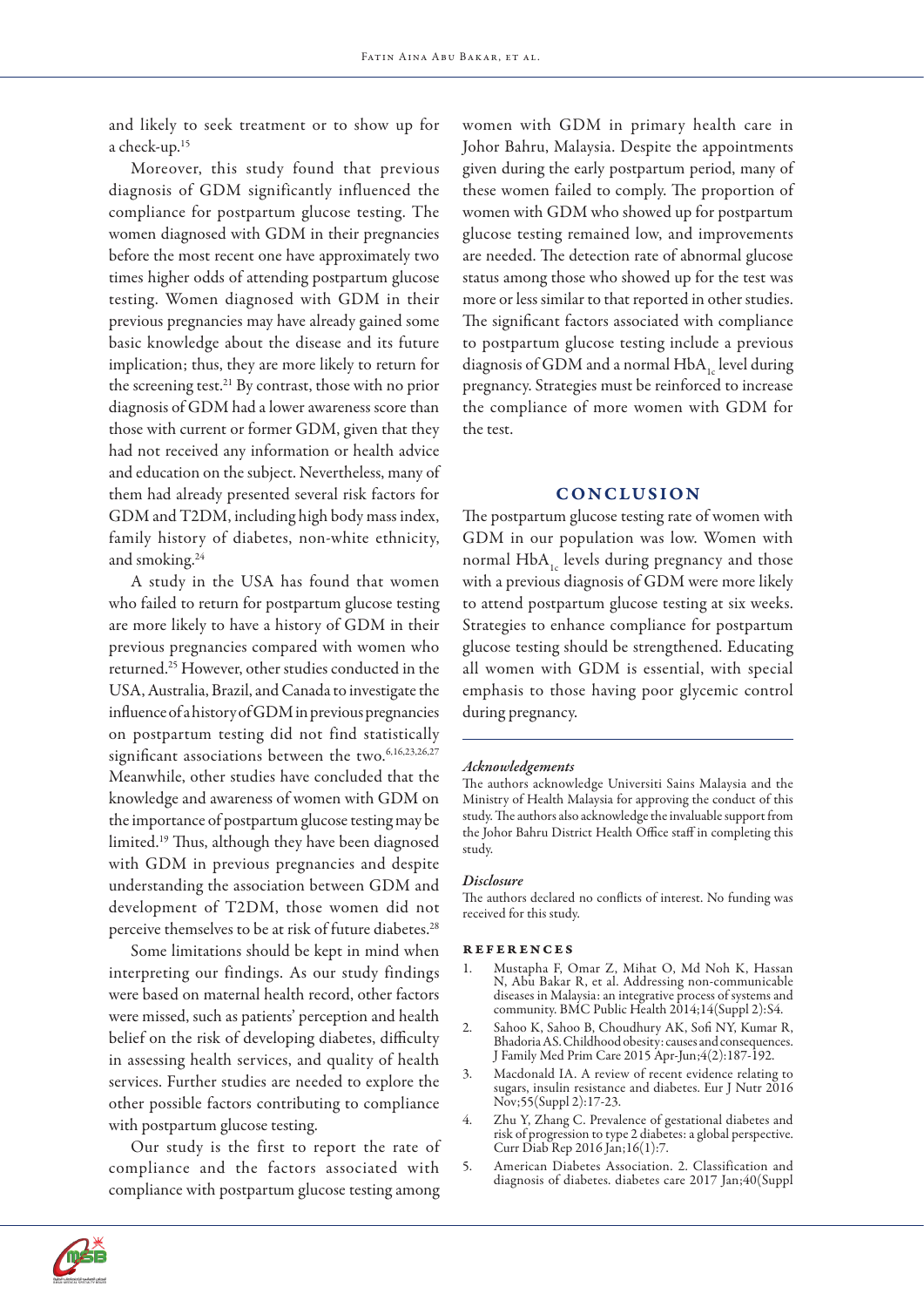and likely to seek treatment or to show up for a check-up.[15]

Moreover, this study found that previous diagnosis of GDM significantly influenced the compliance for postpartum glucose testing. The women diagnosed with GDM in their pregnancies before the most recent one have approximately two times higher odds of attending postpartum glucose testing. Women diagnosed with GDM in their previous pregnancies may have already gained some basic knowledge about the disease and its future implication; thus, they are more likely to return for the screening test.[21] By contrast, those with no prior diagnosis of GDM had a lower awareness score than those with current or former GDM, given that they had not received any information or health advice and education on the subject. Nevertheless, many of them had already presented several risk factors for GDM and T2DM, including high body mass index, family history of diabetes, non-white ethnicity, and smoking.[24]

A study in the USA has found that women who failed to return for postpartum glucose testing are more likely to have a history of GDM in their previous pregnancies compared with women who returned.[25] However, other studies conducted in the USA, Australia, Brazil, and Canada to investigate the influence of a history of GDM in previous pregnancies on postpartum testing did not find statistically significant associations between the two.[6,16,23,26,27] Meanwhile, other studies have concluded that the knowledge and awareness of women with GDM on the importance of postpartum glucose testing may be limited.[19] Thus, although they have been diagnosed with GDM in previous pregnancies and despite understanding the association between GDM and development of T2DM, those women did not perceive themselves to be at risk of future diabetes.[28]

Some limitations should be kept in mind when interpreting our findings. As our study findings were based on maternal health record, other factors were missed, such as patients' perception and health belief on the risk of developing diabetes, difficulty in assessing health services, and quality of health services. Further studies are needed to explore the other possible factors contributing to compliance with postpartum glucose testing.

Our study is the first to report the rate of compliance and the factors associated with compliance with postpartum glucose testing among women with GDM in primary health care in Johor Bahru, Malaysia. Despite the appointments given during the early postpartum period, many of these women failed to comply. The proportion of women with GDM who showed up for postpartum glucose testing remained low, and improvements are needed. The detection rate of abnormal glucose status among those who showed up for the test was more or less similar to that reported in other studies. The significant factors associated with compliance to postpartum glucose testing include a previous diagnosis of GDM and a normal $HbA_{1c}$ level during pregnancy. Strategies must be reinforced to increase the compliance of more women with GDM for the test.

## CONCLUSION

The postpartum glucose testing rate of women with GDM in our population was low. Women with normal $HbA_{1c}$ levels during pregnancy and those with a previous diagnosis of GDM were more likely to attend postpartum glucose testing at six weeks. Strategies to enhance compliance for postpartum glucose testing should be strengthened. Educating all women with GDM is essential, with special emphasis to those having poor glycemic control during pregnancy.

### *Acknowledgements*

The authors acknowledge Universiti Sains Malaysia and the Ministry of Health Malaysia for approving the conduct of this study. The authors also acknowledge the invaluable support from the Johor Bahru District Health Office staff in completing this study.

### *Disclosure*

The authors declared no conflicts of interest. No funding was received for this study.

## REFERENCES

1. Mustapha F, Omar Z, Mihat O, Md Noh K, Hassan N, Abu Bakar R, et al. Addressing non-communicable diseases in Malaysia: an integrative process of systems and community. BMC Public Health 2014;14(Suppl 2):S4.
2. Sahoo K, Sahoo B, Choudhury AK, Sofi NY, Kumar R, Bhadoria AS. Childhood obesity: causes and consequences. J Family Med Prim Care 2015 Apr-Jun;4(2):187-192.
3. Macdonald IA. A review of recent evidence relating to sugars, insulin resistance and diabetes. Eur J Nutr 2016 Nov;55(Suppl 2):17-23.
4. Zhu Y, Zhang C. Prevalence of gestational diabetes and risk of progression to type 2 diabetes: a global perspective. Curr Diab Rep 2016 Jan;16(1):7.
5. American Diabetes Association. 2. Classification and diagnosis of diabetes. diabetes care 2017 Jan;40(Suppl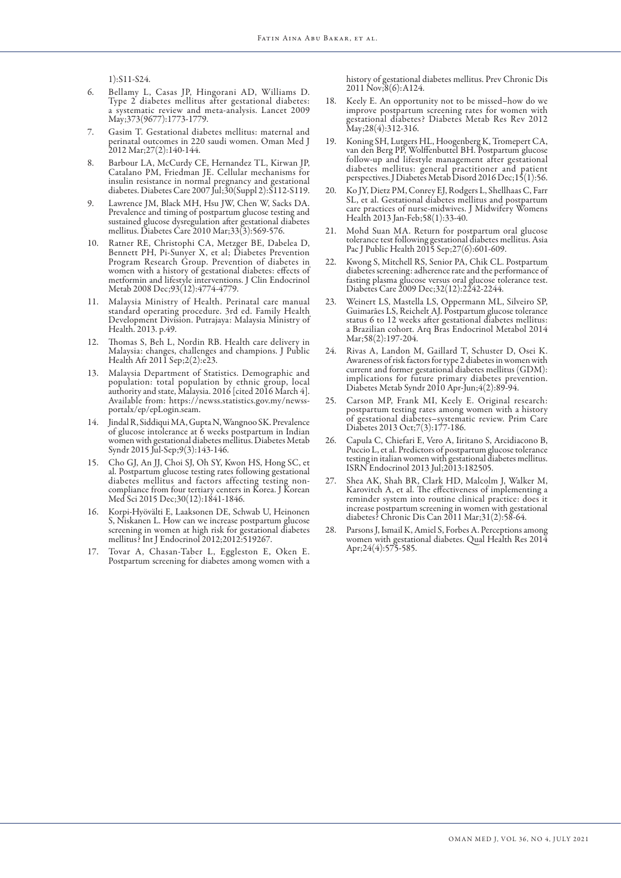1):S11-S24.

6. Bellamy L, Casas JP, Hingorani AD, Williams D. Type 2 diabetes mellitus after gestational diabetes: a systematic review and meta-analysis. Lancet 2009 May;373(9677):1773-1779.
7. Gasim T. Gestational diabetes mellitus: maternal and perinatal outcomes in 220 saudi women. Oman Med J 2012 Mar;27(2):140-144.
8. Barbour LA, McCurdy CE, Hernandez TL, Kirwan JP, Catalano PM, Friedman JE. Cellular mechanisms for insulin resistance in normal pregnancy and gestational diabetes. Diabetes Care 2007 Jul;30(Suppl 2):S112-S119.
9. Lawrence JM, Black MH, Hsu JW, Chen W, Sacks DA. Prevalence and timing of postpartum glucose testing and sustained glucose dysregulation after gestational diabetes mellitus. Diabetes Care 2010 Mar;33(3):569-576.
10. Ratner RE, Christophi CA, Metzger BE, Dabelea D, Bennett PH, Pi-Sunyer X, et al; Diabetes Prevention Program Research Group. Prevention of diabetes in women with a history of gestational diabetes: effects of metformin and lifestyle interventions. J Clin Endocrinol Metab 2008 Dec;93(12):4774-4779.
11. Malaysia Ministry of Health. Perinatal care manual standard operating procedure. 3rd ed. Family Health Development Division. Putrajaya: Malaysia Ministry of Health. 2013. p.49.
12. Thomas S, Beh L, Nordin RB. Health care delivery in Malaysia: changes, challenges and champions. J Public Health Afr 2011 Sep;2(2):e23.
13. Malaysia Department of Statistics. Demographic and population: total population by ethnic group, local authority and state, Malaysia. 2016 [cited 2016 March 4]. Available from: https://newss.statistics.gov.my/newss-portalx/ep/epLogin.seam.
14. Jindal R, Siddiqui MA, Gupta N, Wangnoo SK. Prevalence of glucose intolerance at 6 weeks postpartum in Indian women with gestational diabetes mellitus. Diabetes Metab Syndr 2015 Jul-Sep;9(3):143-146.
15. Cho GJ, An JJ, Choi SJ, Oh SY, Kwon HS, Hong SC, et al. Postpartum glucose testing rates following gestational diabetes mellitus and factors affecting testing non-compliance from four tertiary centers in Korea. J Korean Med Sci 2015 Dec;30(12):1841-1846.
16. Korpi-Hyövälti E, Laaksonen DE, Schwab U, Heinonen S, Niskanen L. How can we increase postpartum glucose screening in women at high risk for gestational diabetes mellitus? Int J Endocrinol 2012;2012:519267.
17. Tovar A, Chasan-Taber L, Eggleston E, Oken E. Postpartum screening for diabetes among women with a history of gestational diabetes mellitus. Prev Chronic Dis 2011 Nov;8(6):A124.
18. Keely E. An opportunity not to be missed–how do we improve postpartum screening rates for women with gestational diabetes? Diabetes Metab Res Rev 2012 May;28(4):312-316.
19. Koning SH, Lutgers HL, Hoogenberg K, Trompert CA, van den Berg PP, Wolffenbuttel BH. Postpartum glucose follow-up and lifestyle management after gestational diabetes mellitus: general practitioner and patient perspectives. J Diabetes Metab Disord 2016 Dec;15(1):56.
20. Ko JY, Dietz PM, Conrey EJ, Rodgers L, Shellhaas C, Farr SL, et al. Gestational diabetes mellitus and postpartum care practices of nurse-midwives. J Midwifery Womens Health 2013 Jan-Feb;58(1):33-40.
21. Mohd Suan MA. Return for postpartum oral glucose tolerance test following gestational diabetes mellitus. Asia Pac J Public Health 2015 Sep;27(6):601-609.
22. Kwong S, Mitchell RS, Senior PA, Chik CL. Postpartum diabetes screening: adherence rate and the performance of fasting plasma glucose versus oral glucose tolerance test. Diabetes Care 2009 Dec;32(12):2242-2244.
23. Weinert LS, Mastella LS, Oppermann ML, Silveiro SP, Guimarães LS, Reichelt AJ. Postpartum glucose tolerance status 6 to 12 weeks after gestational diabetes mellitus: a Brazilian cohort. Arq Bras Endocrinol Metabol 2014 Mar;58(2):197-204.
24. Rivas A, Landon M, Gaillard T, Schuster D, Osei K. Awareness of risk factors for type 2 diabetes in women with current and former gestational diabetes mellitus (GDM): implications for future primary diabetes prevention. Diabetes Metab Syndr 2010 Apr-Jun;4(2):89-94.
25. Carson MP, Frank MI, Keely E. Original research: postpartum testing rates among women with a history of gestational diabetes–systematic review. Prim Care Diabetes 2013 Oct;7(3):177-186.
26. Capula C, Chiefari E, Vero A, Iiritano S, Arcidiacono B, Puccio L, et al. Predictors of postpartum glucose tolerance testing in italian women with gestational diabetes mellitus. ISRN Endocrinol 2013 Jul;2013:182505.
27. Shea AK, Shah BR, Clark HD, Malcolm J, Walker M, Karovitch A, et al. The effectiveness of implementing a reminder system into routine clinical practice: does it increase postpartum screening in women with gestational diabetes? Chronic Dis Can 2011 Mar;31(2):58-64.
28. Parsons J, Ismail K, Amiel S, Forbes A. Perceptions among women with gestational diabetes. Qual Health Res 2014 Apr;24(4):575-585.